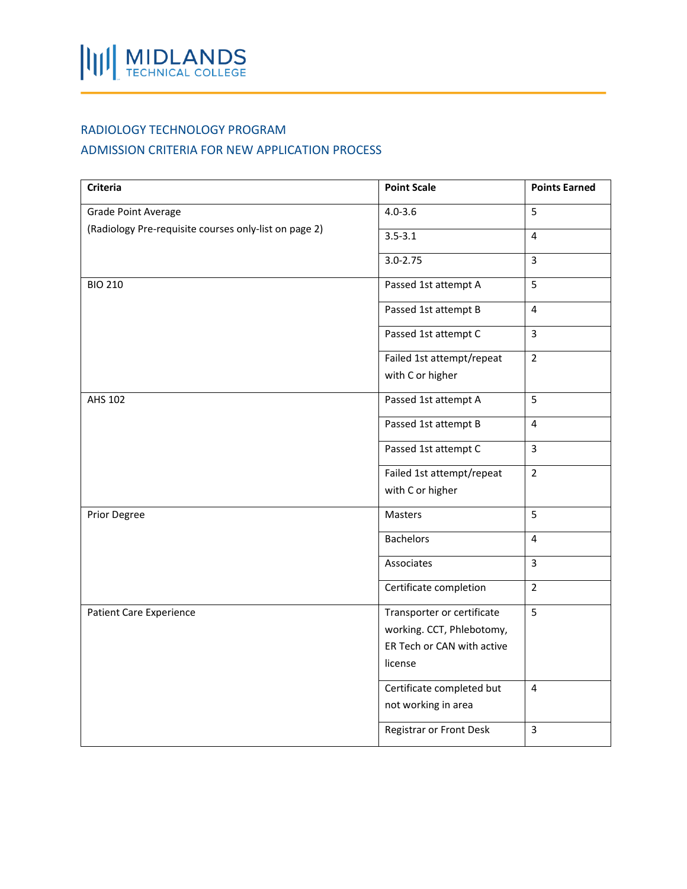MIDLANDS TECHNICAL COLLEGE

## RADIOLOGY TECHNOLOGY PROGRAM

## ADMISSION CRITERIA FOR NEW APPLICATION PROCESS

| Criteria | Point Scale | Points Earned |
|---|---|---|
| Grade Point Average (Radiology Pre-requisite courses only-list on page 2) | 4.0-3.6 | 5 |
| | 3.5-3.1 | 4 |
| | 3.0-2.75 | 3 |
| BIO 210 | Passed 1st attempt A | 5 |
| | Passed 1st attempt B | 4 |
| | Passed 1st attempt C | 3 |
| | Failed 1st attempt/repeat with C or higher | 2 |
| AHS 102 | Passed 1st attempt A | 5 |
| | Passed 1st attempt B | 4 |
| | Passed 1st attempt C | 3 |
| | Failed 1st attempt/repeat with C or higher | 2 |
| Prior Degree | Masters | 5 |
| | Bachelors | 4 |
| | Associates | 3 |
| | Certificate completion | 2 |
| Patient Care Experience | Transporter or certificate working. CCT, Phlebotomy, ER Tech or CAN with active license | 5 |
| | Certificate completed but not working in area | 4 |
| | Registrar or Front Desk | 3 |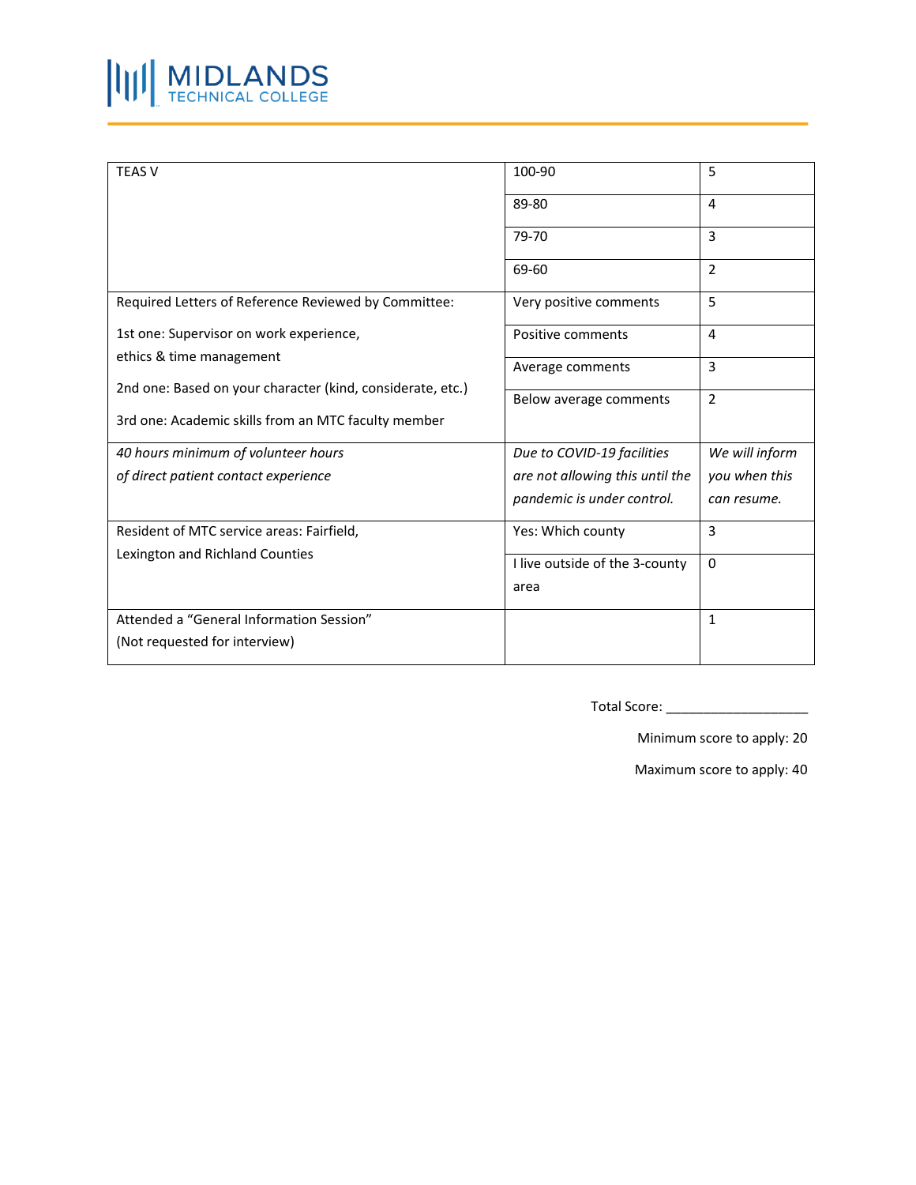| TEAS V | 100-90 | 5 |
|---|---|---|
| | 89-80 | 4 |
| | 79-70 | 3 |
| | 69-60 | 2 |
| Required Letters of Reference Reviewed by Committee:<br><br>1st one: Supervisor on work experience, ethics & time management<br><br>2nd one: Based on your character (kind, considerate, etc.)<br><br>3rd one: Academic skills from an MTC faculty member | Very positive comments | 5 |
| | Positive comments | 4 |
| | Average comments | 3 |
| | Below average comments | 2 |
| *40 hours minimum of volunteer hours of direct patient contact experience* | *Due to COVID-19 facilities are not allowing this until the pandemic is under control.* | *We will inform you when this can resume.* |
| Resident of MTC service areas: Fairfield, Lexington and Richland Counties | Yes: Which county | 3 |
| | I live outside of the 3-county area | 0 |
| Attended a "General Information Session" (Not requested for interview) | | 1 |

Total Score: ___________________

Minimum score to apply: 20

Maximum score to apply: 40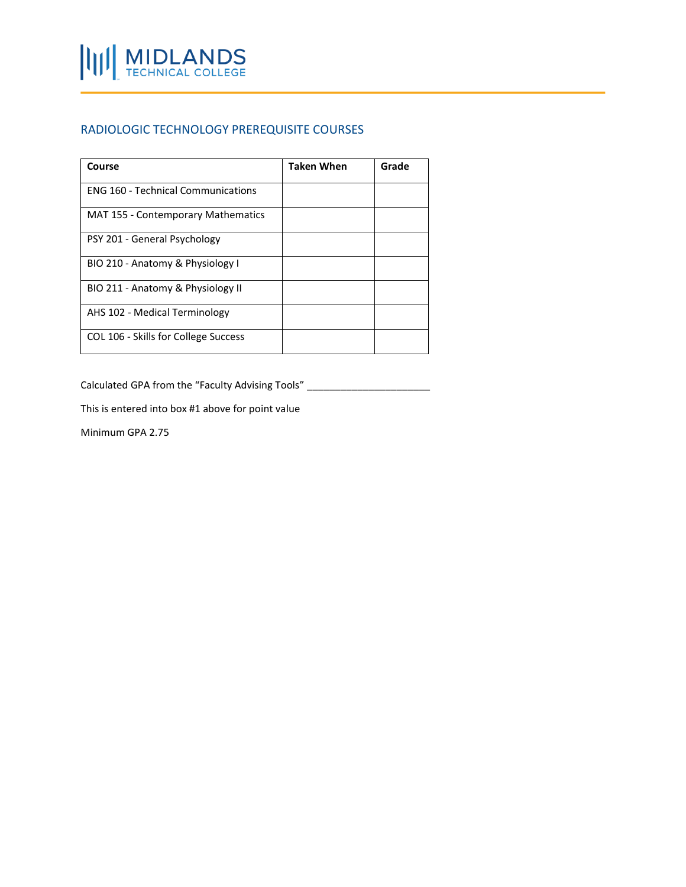## RADIOLOGIC TECHNOLOGY PREREQUISITE COURSES

| Course | Taken When | Grade |
|---|---|---|
| ENG 160 - Technical Communications | | |
| MAT 155 - Contemporary Mathematics | | |
| PSY 201 - General Psychology | | |
| BIO 210 - Anatomy & Physiology I | | |
| BIO 211 - Anatomy & Physiology II | | |
| AHS 102 - Medical Terminology | | |
| COL 106 - Skills for College Success | | |

Calculated GPA from the "Faculty Advising Tools" ______________________

This is entered into box #1 above for point value

Minimum GPA 2.75